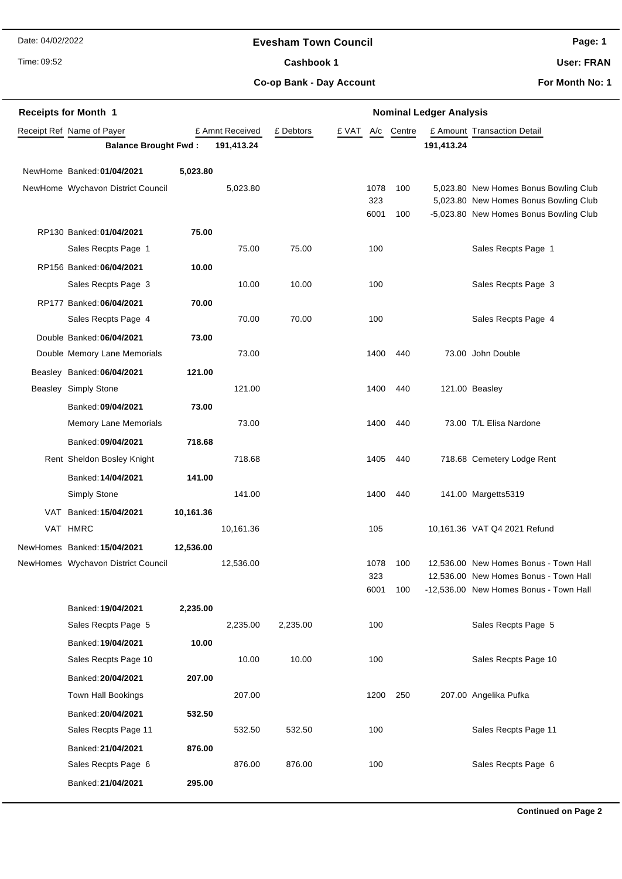Date: 04/02/2022

Time: 09:52

# Evesham Town Council

## Cashbook 1

### Co-op Bank - Day Account

User: FRAN

For Month No: 1

**Receipts for Month 1** — **Nominal Ledger Analysis**

| Receipt Ref | Name of Payer | | £ Amnt Received | £ Debtors | £ VAT | A/c | Centre | £ Amount | Transaction Detail |
|---|---|---|---|---|---|---|---|---|---|
| | **Balance Brought Fwd :** | | **191,413.24** | | | | | **191,413.24** | |
| NewHome | Banked: **01/04/2021** | **5,023.80** | | | | | | | |
| NewHome | Wychavon District Council | | 5,023.80 | | | 1078 | 100 | 5,023.80 | New Homes Bonus Bowling Club |
| | | | | | | 323 | | 5,023.80 | New Homes Bonus Bowling Club |
| | | | | | | 6001 | 100 | -5,023.80 | New Homes Bonus Bowling Club |
| RP130 | Banked: **01/04/2021** | **75.00** | | | | | | | |
| | Sales Recpts Page 1 | | 75.00 | 75.00 | | 100 | | | Sales Recpts Page 1 |
| RP156 | Banked: **06/04/2021** | **10.00** | | | | | | | |
| | Sales Recpts Page 3 | | 10.00 | 10.00 | | 100 | | | Sales Recpts Page 3 |
| RP177 | Banked: **06/04/2021** | **70.00** | | | | | | | |
| | Sales Recpts Page 4 | | 70.00 | 70.00 | | 100 | | | Sales Recpts Page 4 |
| Double | Banked: **06/04/2021** | **73.00** | | | | | | | |
| Double | Memory Lane Memorials | | 73.00 | | | 1400 | 440 | 73.00 | John Double |
| Beasley | Banked: **06/04/2021** | **121.00** | | | | | | | |
| Beasley | Simply Stone | | 121.00 | | | 1400 | 440 | 121.00 | Beasley |
| | Banked: **09/04/2021** | **73.00** | | | | | | | |
| | Memory Lane Memorials | | 73.00 | | | 1400 | 440 | 73.00 | T/L Elisa Nardone |
| | Banked: **09/04/2021** | **718.68** | | | | | | | |
| Rent | Sheldon Bosley Knight | | 718.68 | | | 1405 | 440 | 718.68 | Cemetery Lodge Rent |
| | Banked: **14/04/2021** | **141.00** | | | | | | | |
| | Simply Stone | | 141.00 | | | 1400 | 440 | 141.00 | Margetts5319 |
| VAT | Banked: **15/04/2021** | **10,161.36** | | | | | | | |
| VAT | HMRC | | 10,161.36 | | | 105 | | 10,161.36 | VAT Q4 2021 Refund |
| NewHomes | Banked: **15/04/2021** | **12,536.00** | | | | | | | |
| NewHomes | Wychavon District Council | | 12,536.00 | | | 1078 | 100 | 12,536.00 | New Homes Bonus - Town Hall |
| | | | | | | 323 | | 12,536.00 | New Homes Bonus - Town Hall |
| | | | | | | 6001 | 100 | -12,536.00 | New Homes Bonus - Town Hall |
| | Banked: **19/04/2021** | **2,235.00** | | | | | | | |
| | Sales Recpts Page 5 | | 2,235.00 | 2,235.00 | | 100 | | | Sales Recpts Page 5 |
| | Banked: **19/04/2021** | **10.00** | | | | | | | |
| | Sales Recpts Page 10 | | 10.00 | 10.00 | | 100 | | | Sales Recpts Page 10 |
| | Banked: **20/04/2021** | **207.00** | | | | | | | |
| | Town Hall Bookings | | 207.00 | | | 1200 | 250 | 207.00 | Angelika Pufka |
| | Banked: **20/04/2021** | **532.50** | | | | | | | |
| | Sales Recpts Page 11 | | 532.50 | 532.50 | | 100 | | | Sales Recpts Page 11 |
| | Banked: **21/04/2021** | **876.00** | | | | | | | |
| | Sales Recpts Page 6 | | 876.00 | 876.00 | | 100 | | | Sales Recpts Page 6 |
| | Banked: **21/04/2021** | **295.00** | | | | | | | |

**Continued on Page 2**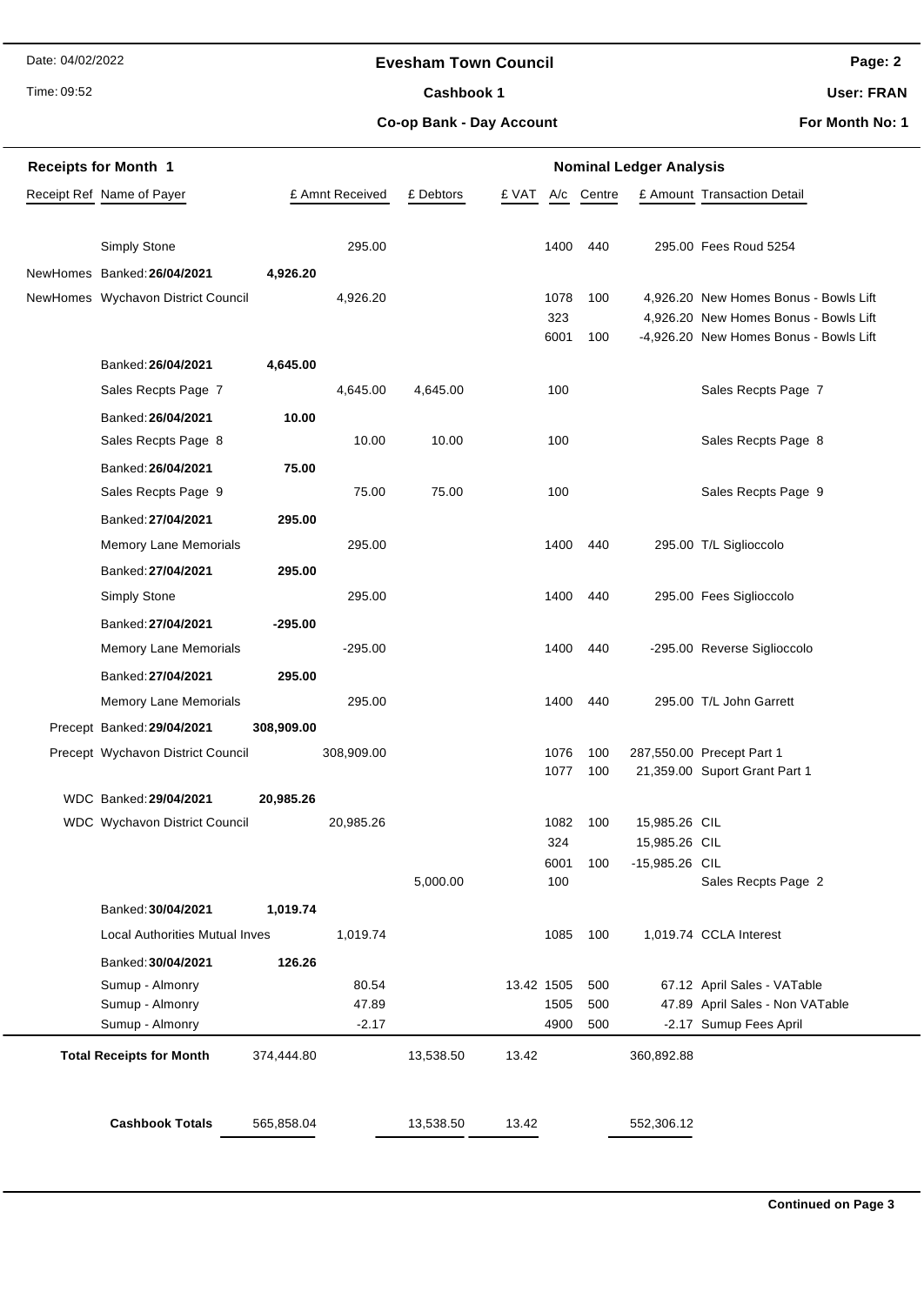# Evesham Town Council

## Cashbook 1

### Co-op Bank - Day Account

Date: 04/02/2022

Time: 09:52

User: FRAN

For Month No: 1

| Receipts for Month 1 | | | | | | Nominal Ledger Analysis | | | |
|---|---|---|---|---|---|---|---|---|---|
| Receipt Ref | Name of Payer | | £ Amnt Received | £ Debtors | £ VAT | A/c | Centre | £ Amount | Transaction Detail |
| | Simply Stone | | 295.00 | | | 1400 | 440 | 295.00 | Fees Roud 5254 |
| NewHomes | Banked: **26/04/2021** | **4,926.20** | | | | | | | |
| NewHomes | Wychavon District Council | | 4,926.20 | | | 1078 | 100 | 4,926.20 | New Homes Bonus - Bowls Lift |
| | | | | | | 323 | | 4,926.20 | New Homes Bonus - Bowls Lift |
| | | | | | | 6001 | 100 | -4,926.20 | New Homes Bonus - Bowls Lift |
| | Banked: **26/04/2021** | **4,645.00** | | | | | | | |
| | Sales Recpts Page 7 | | 4,645.00 | 4,645.00 | | 100 | | | Sales Recpts Page 7 |
| | Banked: **26/04/2021** | **10.00** | | | | | | | |
| | Sales Recpts Page 8 | | 10.00 | 10.00 | | 100 | | | Sales Recpts Page 8 |
| | Banked: **26/04/2021** | **75.00** | | | | | | | |
| | Sales Recpts Page 9 | | 75.00 | 75.00 | | 100 | | | Sales Recpts Page 9 |
| | Banked: **27/04/2021** | **295.00** | | | | | | | |
| | Memory Lane Memorials | | 295.00 | | | 1400 | 440 | 295.00 | T/L Siglioccolo |
| | Banked: **27/04/2021** | **295.00** | | | | | | | |
| | Simply Stone | | 295.00 | | | 1400 | 440 | 295.00 | Fees Siglioccolo |
| | Banked: **27/04/2021** | **-295.00** | | | | | | | |
| | Memory Lane Memorials | | -295.00 | | | 1400 | 440 | -295.00 | Reverse Siglioccolo |
| | Banked: **27/04/2021** | **295.00** | | | | | | | |
| | Memory Lane Memorials | | 295.00 | | | 1400 | 440 | 295.00 | T/L John Garrett |
| Precept | Banked: **29/04/2021** | **308,909.00** | | | | | | | |
| Precept | Wychavon District Council | | 308,909.00 | | | 1076 | 100 | 287,550.00 | Precept Part 1 |
| | | | | | | 1077 | 100 | 21,359.00 | Suport Grant Part 1 |
| WDC | Banked: **29/04/2021** | **20,985.26** | | | | | | | |
| WDC | Wychavon District Council | | 20,985.26 | | | 1082 | 100 | 15,985.26 | CIL |
| | | | | | | 324 | | 15,985.26 | CIL |
| | | | | | | 6001 | 100 | -15,985.26 | CIL |
| | | | | 5,000.00 | | 100 | | | Sales Recpts Page 2 |
| | Banked: **30/04/2021** | **1,019.74** | | | | | | | |
| | Local Authorities Mutual Inves | | 1,019.74 | | | 1085 | 100 | 1,019.74 | CCLA Interest |
| | Banked: **30/04/2021** | **126.26** | | | | | | | |
| | Sumup - Almonry | | 80.54 | | 13.42 | 1505 | 500 | 67.12 | April Sales - VATable |
| | Sumup - Almonry | | 47.89 | | | 1505 | 500 | 47.89 | April Sales - Non VATable |
| | Sumup - Almonry | | -2.17 | | | 4900 | 500 | -2.17 | Sumup Fees April |
| | **Total Receipts for Month** | 374,444.80 | | 13,538.50 | 13.42 | | | 360,892.88 | |
| | **Cashbook Totals** | 565,858.04 | | 13,538.50 | 13.42 | | | 552,306.12 | |

**Continued on Page 3**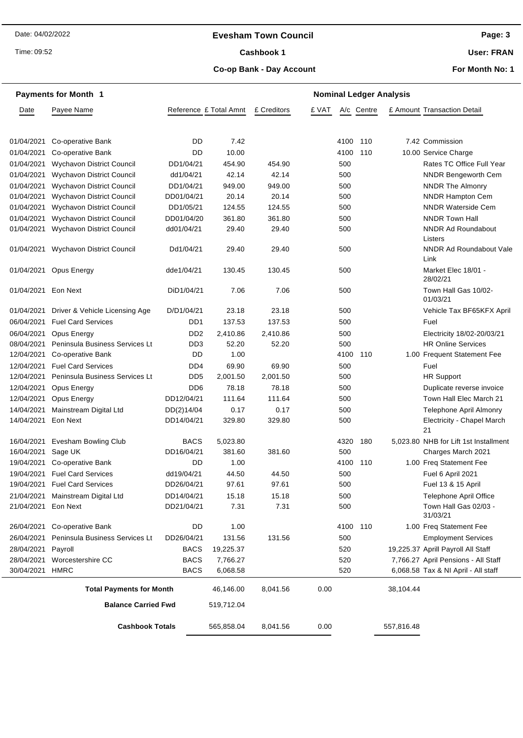Date: 04/02/2022

Time: 09:52

## Evesham Town Council

**Cashbook 1**

**Co-op Bank - Day Account**

**User: FRAN**

**For Month No: 1**

### Payments for Month 1

| Date | Payee Name | Reference | £ Total Amnt | £ Creditors | £ VAT | A/c | Centre | £ Amount | Transaction Detail |
|---|---|---|---|---|---|---|---|---|---|
| 01/04/2021 | Co-operative Bank | DD | 7.42 | | | 4100 | 110 | 7.42 | Commission |
| 01/04/2021 | Co-operative Bank | DD | 10.00 | | | 4100 | 110 | 10.00 | Service Charge |
| 01/04/2021 | Wychavon District Council | DD1/04/21 | 454.90 | 454.90 | | 500 | | | Rates TC Office Full Year |
| 01/04/2021 | Wychavon District Council | dd1/04/21 | 42.14 | 42.14 | | 500 | | | NNDR Bengeworth Cem |
| 01/04/2021 | Wychavon District Council | DD1/04/21 | 949.00 | 949.00 | | 500 | | | NNDR The Almonry |
| 01/04/2021 | Wychavon District Council | DD01/04/21 | 20.14 | 20.14 | | 500 | | | NNDR Hampton Cem |
| 01/04/2021 | Wychavon District Council | DD1/05/21 | 124.55 | 124.55 | | 500 | | | NNDR Waterside Cem |
| 01/04/2021 | Wychavon District Council | DD01/04/20 | 361.80 | 361.80 | | 500 | | | NNDR Town Hall |
| 01/04/2021 | Wychavon District Council | dd01/04/21 | 29.40 | 29.40 | | 500 | | | NNDR Ad Roundabout Listers |
| 01/04/2021 | Wychavon District Council | Dd1/04/21 | 29.40 | 29.40 | | 500 | | | NNDR Ad Roundabout Vale Link |
| 01/04/2021 | Opus Energy | dde1/04/21 | 130.45 | 130.45 | | 500 | | | Market Elec 18/01 - 28/02/21 |
| 01/04/2021 | Eon Next | DiD1/04/21 | 7.06 | 7.06 | | 500 | | | Town Hall Gas 10/02-01/03/21 |
| 01/04/2021 | Driver & Vehicle Licensing Age | D/D1/04/21 | 23.18 | 23.18 | | 500 | | | Vehicle Tax BF65KFX April |
| 06/04/2021 | Fuel Card Services | DD1 | 137.53 | 137.53 | | 500 | | | Fuel |
| 06/04/2021 | Opus Energy | DD2 | 2,410.86 | 2,410.86 | | 500 | | | Electricity 18/02-20/03/21 |
| 08/04/2021 | Peninsula Business Services Lt | DD3 | 52.20 | 52.20 | | 500 | | | HR Online Services |
| 12/04/2021 | Co-operative Bank | DD | 1.00 | | | 4100 | 110 | 1.00 | Frequent Statement Fee |
| 12/04/2021 | Fuel Card Services | DD4 | 69.90 | 69.90 | | 500 | | | Fuel |
| 12/04/2021 | Peninsula Business Services Lt | DD5 | 2,001.50 | 2,001.50 | | 500 | | | HR Support |
| 12/04/2021 | Opus Energy | DD6 | 78.18 | 78.18 | | 500 | | | Duplicate reverse invoice |
| 12/04/2021 | Opus Energy | DD12/04/21 | 111.64 | 111.64 | | 500 | | | Town Hall Elec March 21 |
| 14/04/2021 | Mainstream Digital Ltd | DD(2)14/04 | 0.17 | 0.17 | | 500 | | | Telephone April Almonry |
| 14/04/2021 | Eon Next | DD14/04/21 | 329.80 | 329.80 | | 500 | | | Electricity - Chapel March 21 |
| 16/04/2021 | Evesham Bowling Club | BACS | 5,023.80 | | | 4320 | 180 | 5,023.80 | NHB for Lift 1st Installment |
| 16/04/2021 | Sage UK | DD16/04/21 | 381.60 | 381.60 | | 500 | | | Charges March 2021 |
| 19/04/2021 | Co-operative Bank | DD | 1.00 | | | 4100 | 110 | 1.00 | Freq Statement Fee |
| 19/04/2021 | Fuel Card Services | dd19/04/21 | 44.50 | 44.50 | | 500 | | | Fuel 6 April 2021 |
| 19/04/2021 | Fuel Card Services | DD26/04/21 | 97.61 | 97.61 | | 500 | | | Fuel 13 & 15 April |
| 21/04/2021 | Mainstream Digital Ltd | DD14/04/21 | 15.18 | 15.18 | | 500 | | | Telephone April Office |
| 21/04/2021 | Eon Next | DD21/04/21 | 7.31 | 7.31 | | 500 | | | Town Hall Gas 02/03 - 31/03/21 |
| 26/04/2021 | Co-operative Bank | DD | 1.00 | | | 4100 | 110 | 1.00 | Freq Statement Fee |
| 26/04/2021 | Peninsula Business Services Lt | DD26/04/21 | 131.56 | 131.56 | | 500 | | | Employment Services |
| 28/04/2021 | Payroll | BACS | 19,225.37 | | | 520 | | 19,225.37 | Aprill Payroll All Staff |
| 28/04/2021 | Worcestershire CC | BACS | 7,766.27 | | | 520 | | 7,766.27 | April Pensions - All Staff |
| 30/04/2021 | HMRC | BACS | 6,068.58 | | | 520 | | 6,068.58 | Tax & NI April - All staff |
| | **Total Payments for Month** | | 46,146.00 | 8,041.56 | 0.00 | | | 38,104.44 | |
| | **Balance Carried Fwd** | | 519,712.04 | | | | | | |
| | **Cashbook Totals** | | 565,858.04 | 8,041.56 | 0.00 | | | 557,816.48 | |